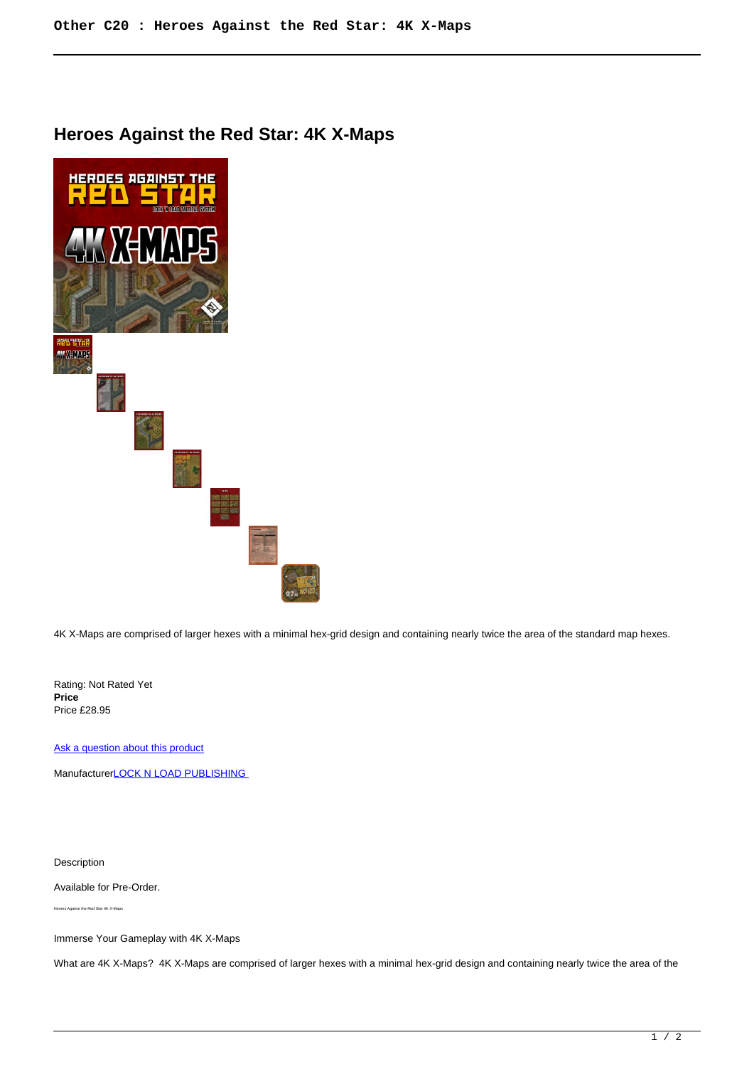# Heroes Against the Red Star: 4K X-Maps

4K X-Maps are comprised of larger hexes with a minimal hex-grid design and containing nearly twice the area of the standard map hexes.

Rating: Not Rated Yet
**Price**
Price £28.95

[Ask a question about this product]

Manufacturer[LOCK N LOAD PUBLISHING]

Description

Available for Pre-Order.

Heroes Against the Red Star 4K X-Maps

Immerse Your Gameplay with 4K X-Maps

What are 4K X-Maps? 4K X-Maps are comprised of larger hexes with a minimal hex-grid design and containing nearly twice the area of the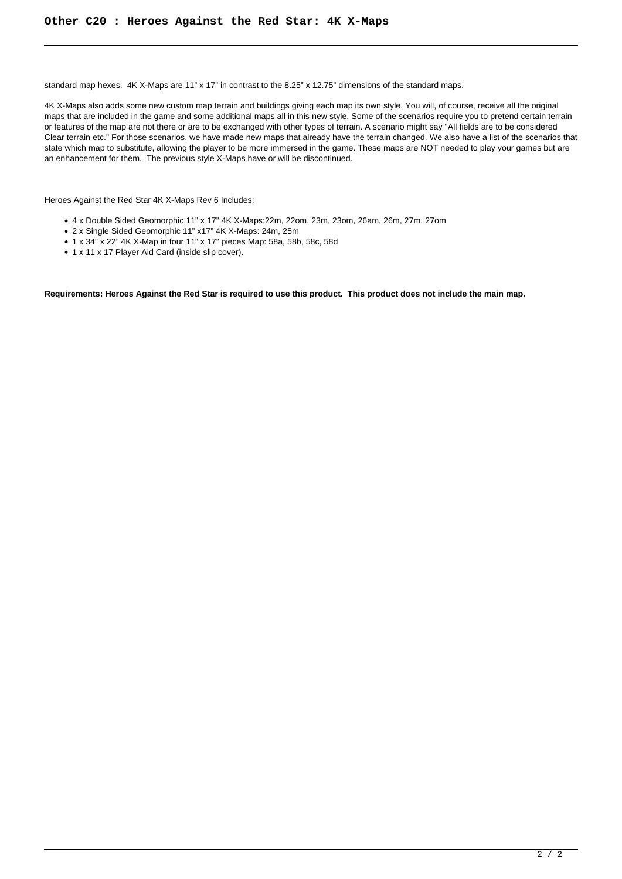standard map hexes. 4K X-Maps are 11" x 17" in contrast to the 8.25" x 12.75" dimensions of the standard maps.

4K X-Maps also adds some new custom map terrain and buildings giving each map its own style. You will, of course, receive all the original maps that are included in the game and some additional maps all in this new style. Some of the scenarios require you to pretend certain terrain or features of the map are not there or are to be exchanged with other types of terrain. A scenario might say "All fields are to be considered Clear terrain etc." For those scenarios, we have made new maps that already have the terrain changed. We also have a list of the scenarios that state which map to substitute, allowing the player to be more immersed in the game. These maps are NOT needed to play your games but are an enhancement for them. The previous style X-Maps have or will be discontinued.

Heroes Against the Red Star 4K X-Maps Rev 6 Includes:

- 4 x Double Sided Geomorphic 11" x 17" 4K X-Maps:22m, 22om, 23m, 23om, 26am, 26m, 27m, 27om
- 2 x Single Sided Geomorphic 11" x17" 4K X-Maps: 24m, 25m
- 1 x 34" x 22" 4K X-Map in four 11" x 17" pieces Map: 58a, 58b, 58c, 58d
- 1 x 11 x 17 Player Aid Card (inside slip cover).

**Requirements: Heroes Against the Red Star is required to use this product. This product does not include the main map.**